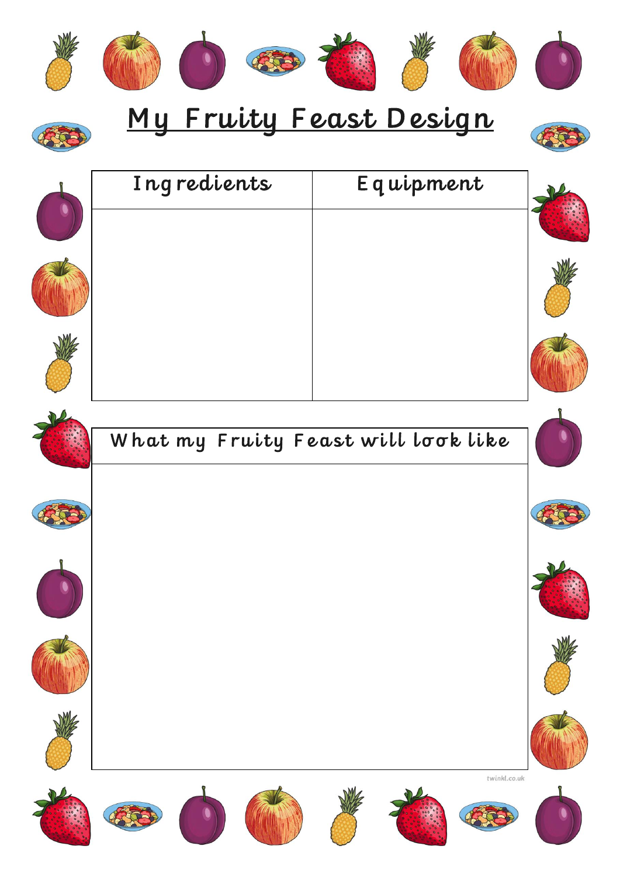# My Fruity Feast Design

| Ingredients | Equipment |
| --- | --- |
| | |

| What my Fruity Feast will look like |
| --- |
| |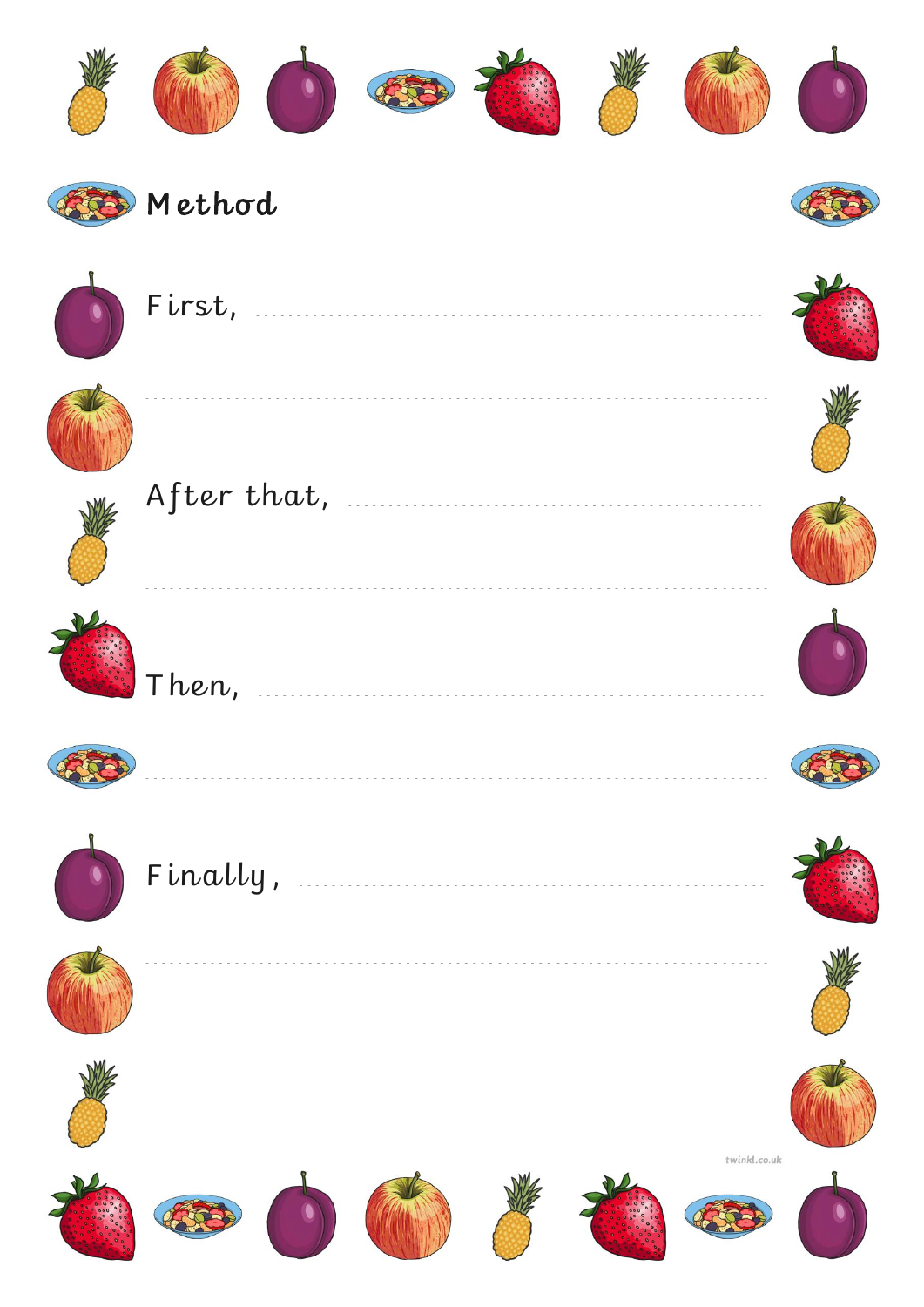## Method

First, ..............................................................

..............................................................

After that, ..............................................................

..............................................................

Then, ..............................................................

..............................................................

Finally, ..............................................................

..............................................................

twinkl.co.uk